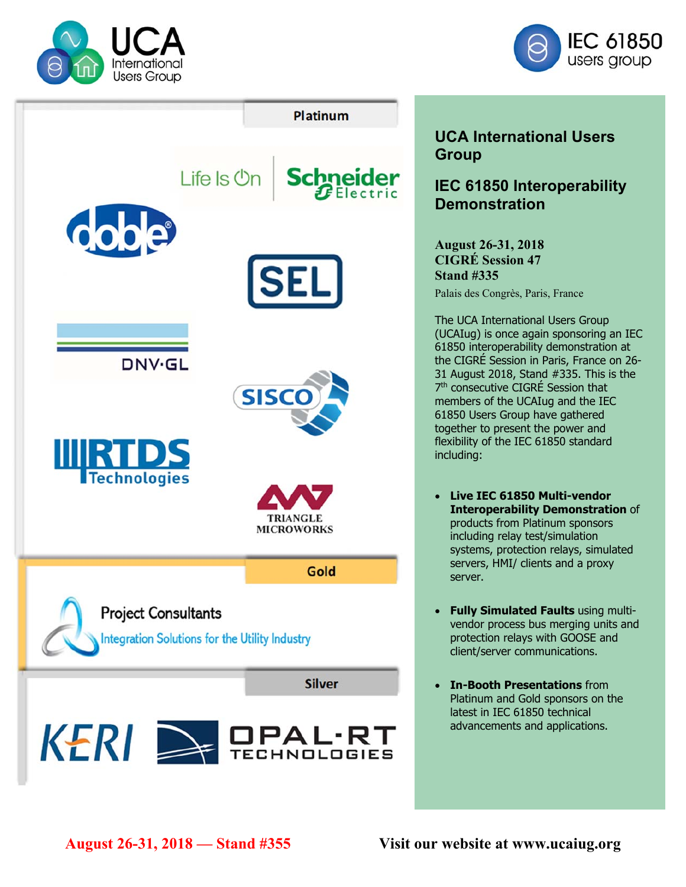UCA International Users Group

IEC 61850 users group

**Platinum**

Life Is On Schneider Electric

doble

SEL

DNV·GL

SISCO

RTDS Technologies

TRIANGLE MICROWORKS

**Gold**

Project Consultants
Integration Solutions for the Utility Industry

**Silver**

KERI

OPAL-RT TECHNOLOGIES

## UCA International Users Group

## IEC 61850 Interoperability Demonstration

**August 26-31, 2018**
**CIGRÉ Session 47**
**Stand #335**

Palais des Congrès, Paris, France

The UCA International Users Group (UCAIug) is once again sponsoring an IEC 61850 interoperability demonstration at the CIGRÉ Session in Paris, France on 26-31 August 2018, Stand #335. This is the 7th consecutive CIGRÉ Session that members of the UCAIug and the IEC 61850 Users Group have gathered together to present the power and flexibility of the IEC 61850 standard including:

- **Live IEC 61850 Multi-vendor Interoperability Demonstration** of products from Platinum sponsors including relay test/simulation systems, protection relays, simulated servers, HMI/ clients and a proxy server.
- **Fully Simulated Faults** using multi-vendor process bus merging units and protection relays with GOOSE and client/server communications.
- **In-Booth Presentations** from Platinum and Gold sponsors on the latest in IEC 61850 technical advancements and applications.

**August 26-31, 2018 — Stand #355**

**Visit our website at www.ucaiug.org**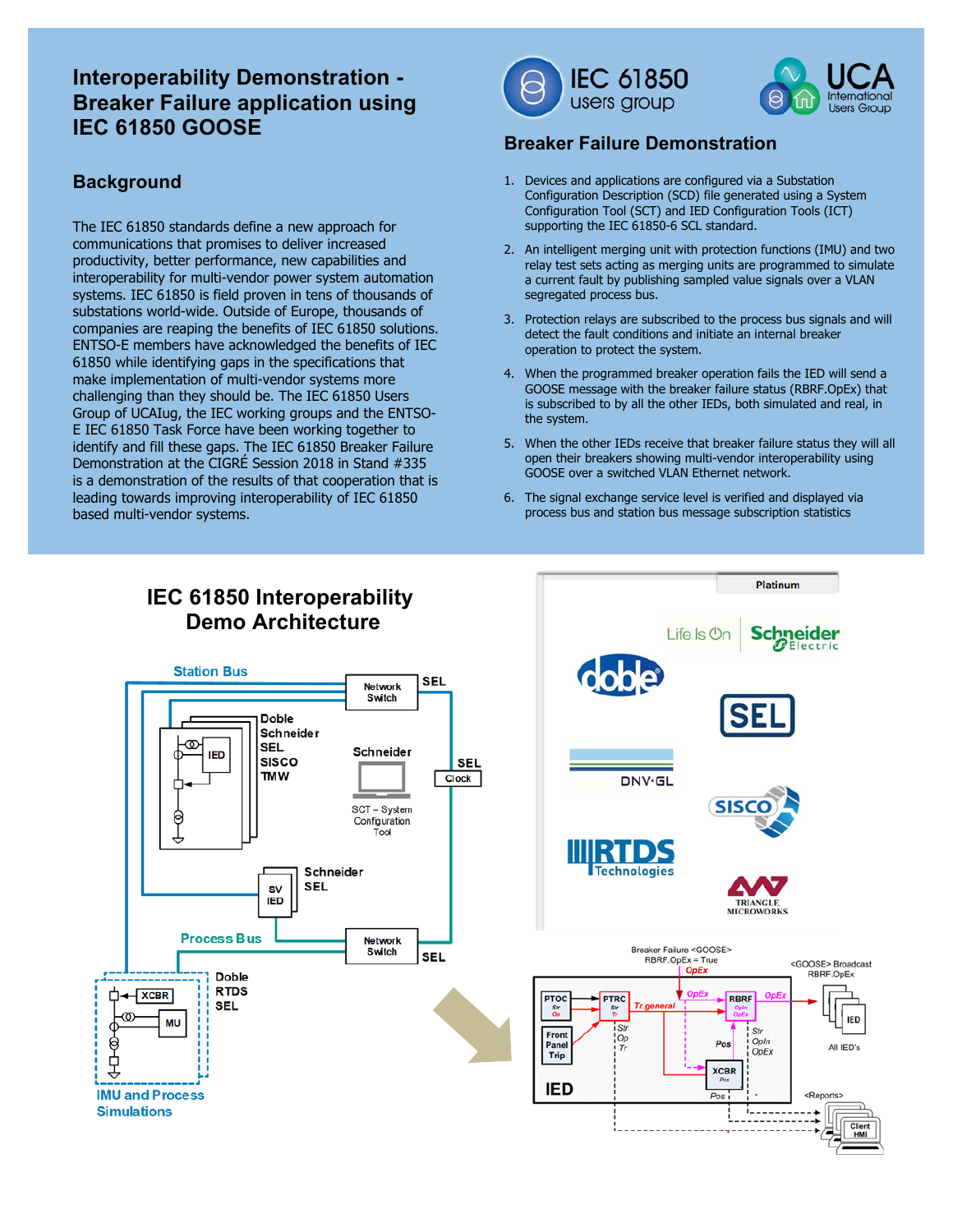# Interoperability Demonstration - Breaker Failure application using IEC 61850 GOOSE

## Background

The IEC 61850 standards define a new approach for communications that promises to deliver increased productivity, better performance, new capabilities and interoperability for multi-vendor power system automation systems. IEC 61850 is field proven in tens of thousands of substations world-wide. Outside of Europe, thousands of companies are reaping the benefits of IEC 61850 solutions. ENTSO-E members have acknowledged the benefits of IEC 61850 while identifying gaps in the specifications that make implementation of multi-vendor systems more challenging than they should be. The IEC 61850 Users Group of UCAIug, the IEC working groups and the ENTSO-E IEC 61850 Task Force have been working together to identify and fill these gaps. The IEC 61850 Breaker Failure Demonstration at the CIGRÉ Session 2018 in Stand #335 is a demonstration of the results of that cooperation that is leading towards improving interoperability of IEC 61850 based multi-vendor systems.

IEC 61850 users group

UCA International Users Group

## Breaker Failure Demonstration

1. Devices and applications are configured via a Substation Configuration Description (SCD) file generated using a System Configuration Tool (SCT) and IED Configuration Tools (ICT) supporting the IEC 61850-6 SCL standard.
2. An intelligent merging unit with protection functions (IMU) and two relay test sets acting as merging units are programmed to simulate a current fault by publishing sampled value signals over a VLAN segregated process bus.
3. Protection relays are subscribed to the process bus signals and will detect the fault conditions and initiate an internal breaker operation to protect the system.
4. When the programmed breaker operation fails the IED will send a GOOSE message with the breaker failure status (RBRF.OpEx) that is subscribed to by all the other IEDs, both simulated and real, in the system.
5. When the other IEDs receive that breaker failure status they will all open their breakers showing multi-vendor interoperability using GOOSE over a switched VLAN Ethernet network.
6. The signal exchange service level is verified and displayed via process bus and station bus message subscription statistics

## IEC 61850 Interoperability Demo Architecture

Station Bus

Network Switch SEL

IED

Doble
Schneider
SEL
SISCO
TMW

Schneider

SCT – System Configuration Tool

SEL Clock

SV IED

Schneider
SEL

Process Bus

Network Switch SEL

XCBR

MU

Doble
RTDS
SEL

IMU and Process Simulations

Platinum

Life Is On Schneider Electric

doble

SEL

DNV·GL

SISCO

RTDS Technologies

TRIANGLE MICROWORKS

Breaker Failure <GOOSE>
RBRF.OpEx = True

OpEx

PTOC Str Op

PTRC Str Tr

Tr.general

OpEx

RBRF OpIn OpEx

OpEx

Front Panel Trip

Str Op Tr

Pos

Str OpIn OpEx

XCBR Pos

Pos

IED

<GOOSE> Broadcast RBRF.OpEx

IED

All IED's

<Reports>

Client HMI